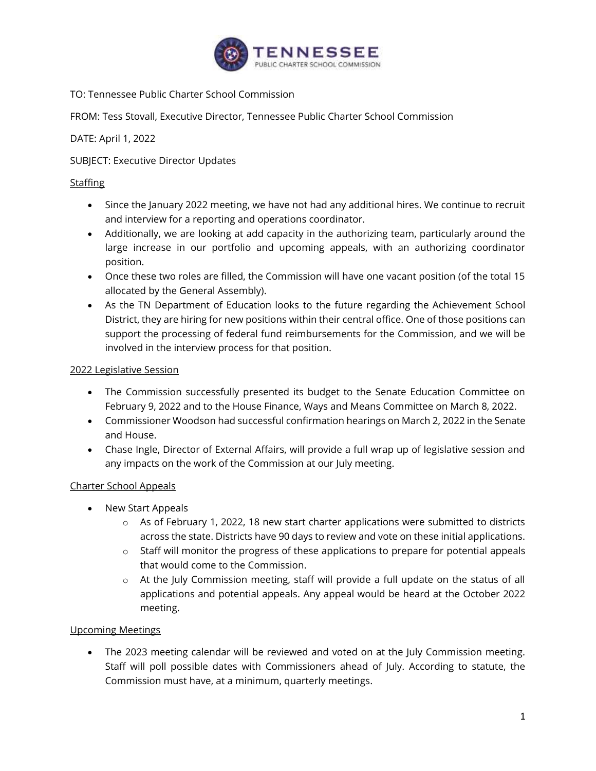TO: Tennessee Public Charter School Commission

FROM: Tess Stovall, Executive Director, Tennessee Public Charter School Commission

DATE: April 1, 2022

SUBJECT: Executive Director Updates

Staffing

- Since the January 2022 meeting, we have not had any additional hires. We continue to recruit and interview for a reporting and operations coordinator.
- Additionally, we are looking at add capacity in the authorizing team, particularly around the large increase in our portfolio and upcoming appeals, with an authorizing coordinator position.
- Once these two roles are filled, the Commission will have one vacant position (of the total 15 allocated by the General Assembly).
- As the TN Department of Education looks to the future regarding the Achievement School District, they are hiring for new positions within their central office. One of those positions can support the processing of federal fund reimbursements for the Commission, and we will be involved in the interview process for that position.

2022 Legislative Session

- The Commission successfully presented its budget to the Senate Education Committee on February 9, 2022 and to the House Finance, Ways and Means Committee on March 8, 2022.
- Commissioner Woodson had successful confirmation hearings on March 2, 2022 in the Senate and House.
- Chase Ingle, Director of External Affairs, will provide a full wrap up of legislative session and any impacts on the work of the Commission at our July meeting.

Charter School Appeals

- New Start Appeals
  - As of February 1, 2022, 18 new start charter applications were submitted to districts across the state. Districts have 90 days to review and vote on these initial applications.
  - Staff will monitor the progress of these applications to prepare for potential appeals that would come to the Commission.
  - At the July Commission meeting, staff will provide a full update on the status of all applications and potential appeals. Any appeal would be heard at the October 2022 meeting.

Upcoming Meetings

- The 2023 meeting calendar will be reviewed and voted on at the July Commission meeting. Staff will poll possible dates with Commissioners ahead of July. According to statute, the Commission must have, at a minimum, quarterly meetings.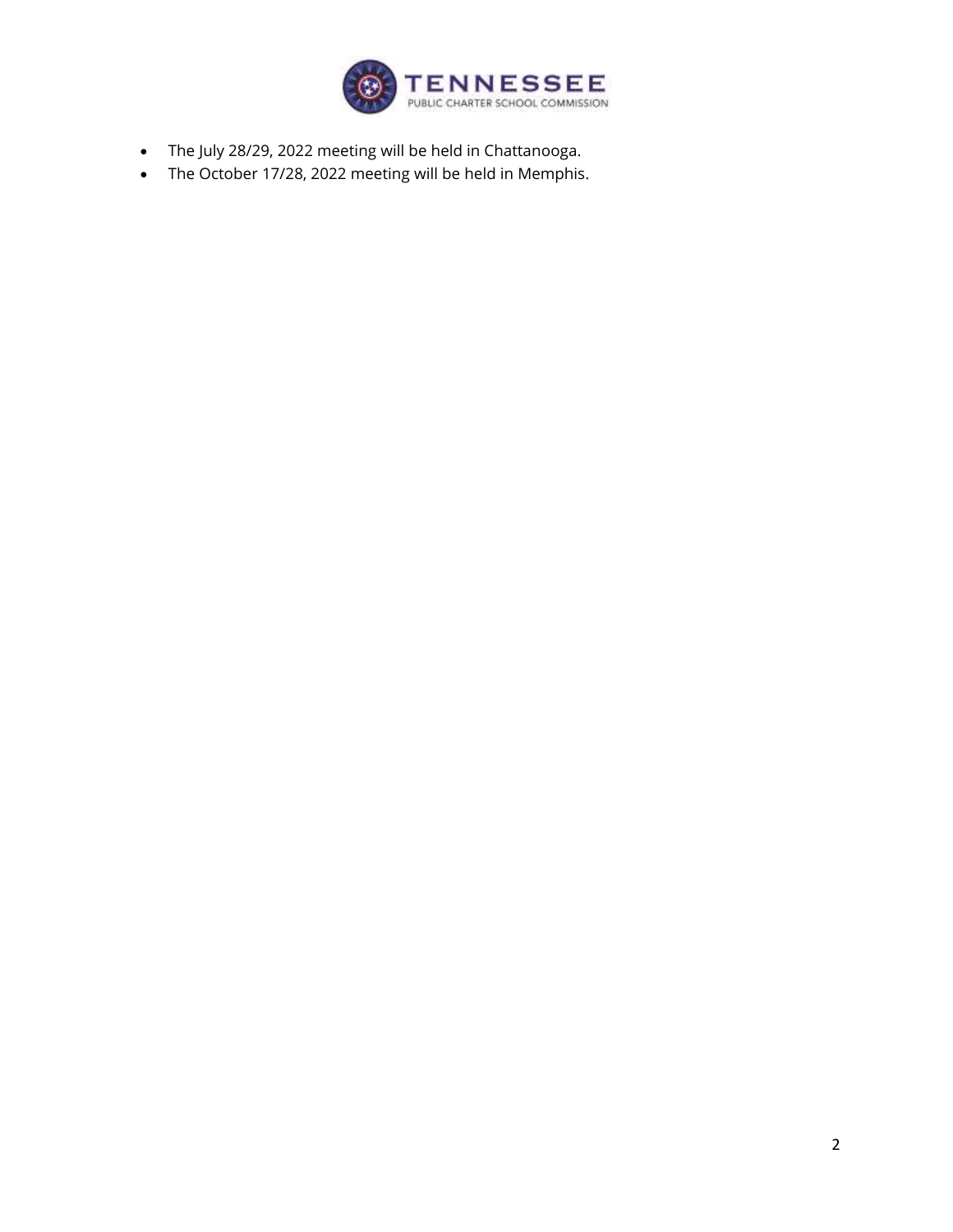- The July 28/29, 2022 meeting will be held in Chattanooga.
- The October 17/28, 2022 meeting will be held in Memphis.